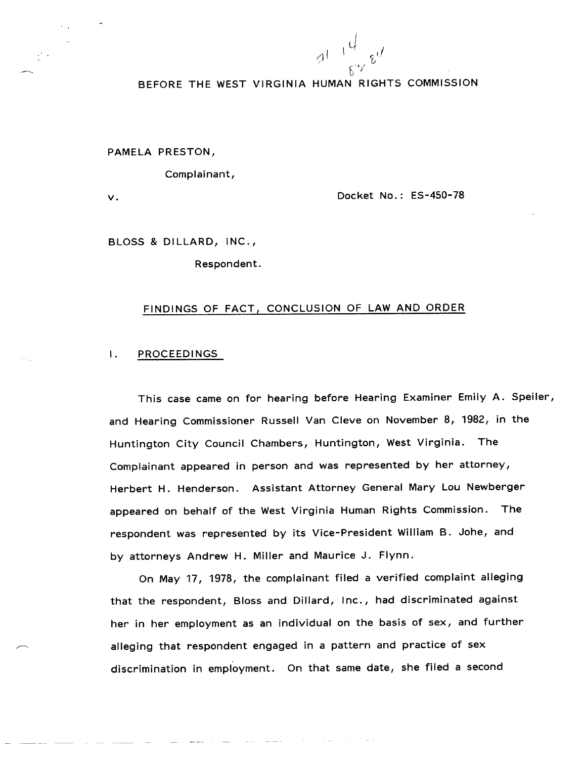BEFORE THE WEST VIRGINIA HUMAN RIGHTS COMMISSION

PAMELA PRESTON,

Complainant,

v. Docket No.: ES-450-78

BLOSS & DILLARD, INC.,

Respondent.

## FINDINGS OF FACT, CONCLUSION OF LAW AND ORDER

### I. PROCEEDINGS

This case came on for hearing before Hearing Examiner Emily A. Speiler, and Hearing Commissioner Russell Van Cleve on November 8, 1982, in the Huntington City Council Chambers, Huntington, West Virginia. The Complainant appeared in person and was represented by her attorney, Herbert H. Henderson. Assistant Attorney General Mary Lou Newberger appeared on behalf of the West Virginia Human Rights Commission. The respondent was represented by its Vice-President William B. Johe, and by attorneys Andrew H. Miller and Maurice J. Flynn.

On May 17, 1978, the complainant filed a verified complaint alleging that the respondent, Bloss and Dillard, Inc., had discriminated against her in her employment as an individual on the basis of sex, and further alleging that respondent engaged in a pattern and practice of sex discrimination in employment. On that same date, she filed a second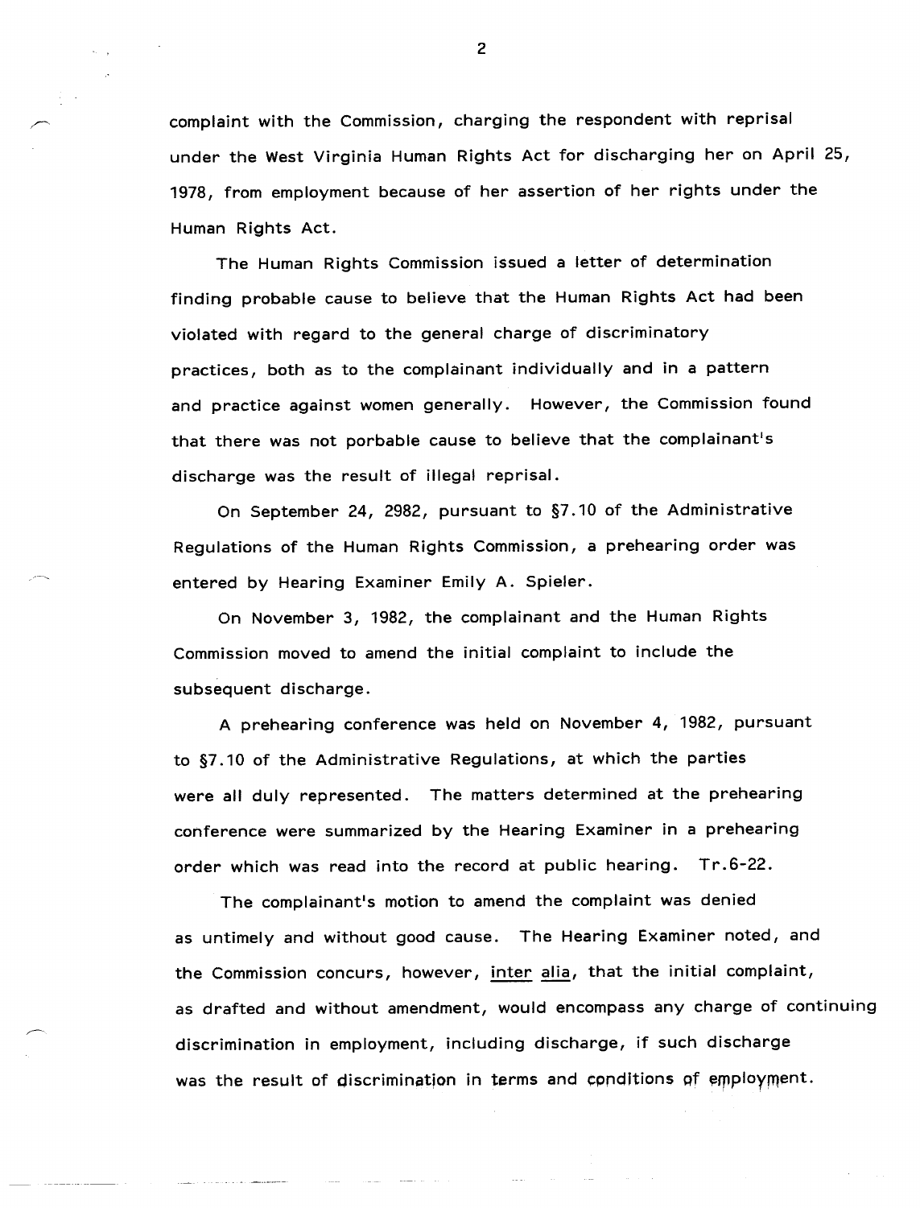complaint with the Commission, charging the respondent with reprisal under the West Virginia Human Rights Act for discharging her on April 25, 1978, from employment because of her assertion of her rights under the Human Rights Act.

The Human Rights Commission issued a letter of determination finding probable cause to believe that the Human Rights Act had been violated with regard to the general charge of discriminatory practices, both as to the complainant individually and in a pattern and practice against women generally. However, the Commission found that there was not porbable cause to believe that the complainant's discharge was the result of illegal reprisal.

On September 24, 2982, pursuant to §7.10 of the Administrative Regulations of the Human Rights Commission, a prehearing order was entered by Hearing Examiner Emily A. Spieler.

On November 3, 1982, the complainant and the Human Rights Commission moved to amend the initial complaint to include the subsequent discharge.

A prehearing conference was held on November 4, 1982, pursuant to §7.10 of the Administrative Regulations, at which the parties were all duly represented. The matters determined at the prehearing conference were summarized by the Hearing Examiner in a prehearing order which was read into the record at public hearing. Tr.6-22.

The complainant's motion to amend the complaint was denied as untimely and without good cause. The Hearing Examiner noted, and the Commission concurs, however, <u>inter alia</u>, that the initial complaint, as drafted and without amendment, would encompass any charge of continuing discrimination in employment, including discharge, if such discharge was the result of discrimination in terms and conditions of employment.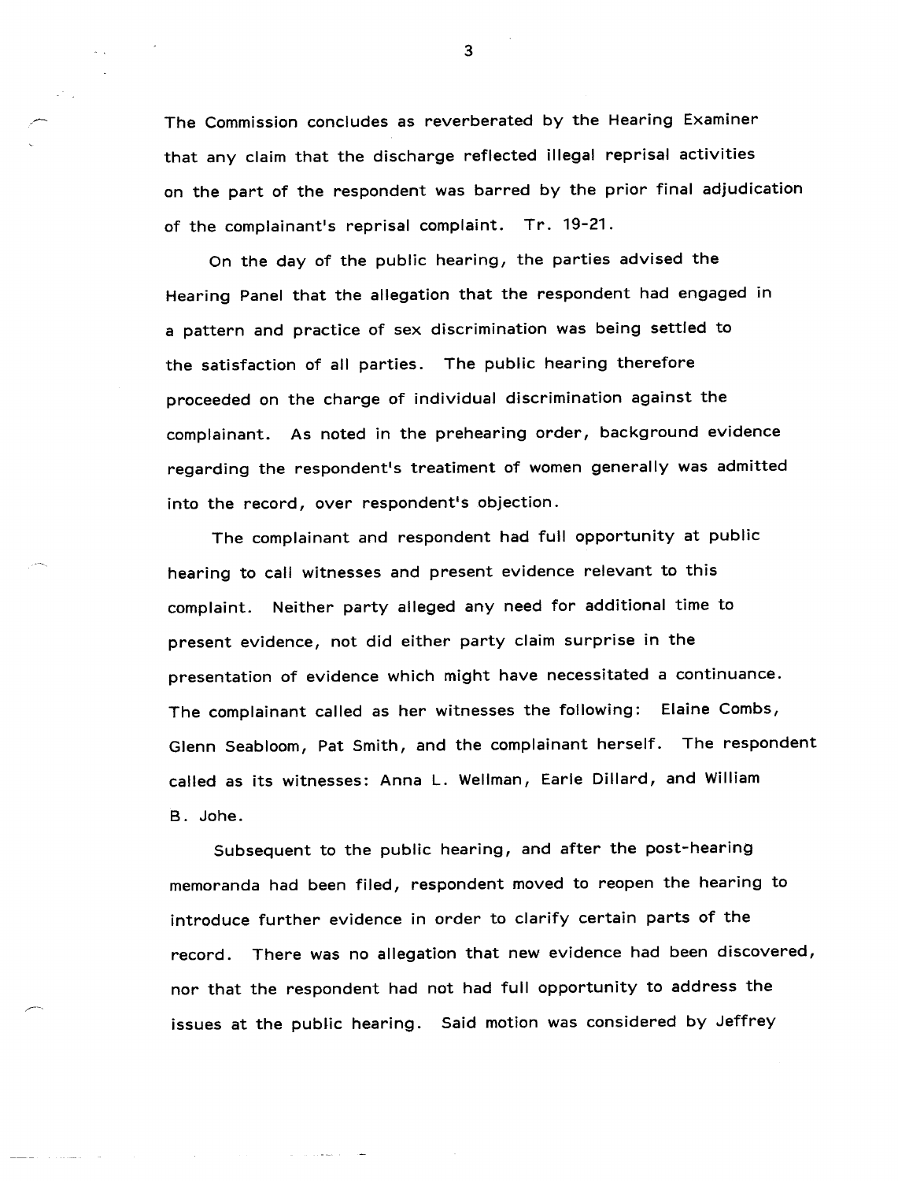The Commission concludes as reverberated by the Hearing Examiner that any claim that the discharge reflected illegal reprisal activities on the part of the respondent was barred by the prior final adjudication of the complainant's reprisal complaint. Tr. 19-21.

On the day of the public hearing, the parties advised the Hearing Panel that the allegation that the respondent had engaged in a pattern and practice of sex discrimination was being settled to the satisfaction of all parties. The public hearing therefore proceeded on the charge of individual discrimination against the complainant. As noted in the prehearing order, background evidence regarding the respondent's treatment of women generally was admitted into the record, over respondent's objection.

The complainant and respondent had full opportunity at public hearing to call witnesses and present evidence relevant to this complaint. Neither party alleged any need for additional time to present evidence, not did either party claim surprise in the presentation of evidence which might have necessitated a continuance. The complainant called as her witnesses the following: Elaine Combs, Glenn Seabloom, Pat Smith, and the complainant herself. The respondent called as its witnesses: Anna L. Wellman, Earle Dillard, and William B. Johe.

Subsequent to the public hearing, and after the post-hearing memoranda had been filed, respondent moved to reopen the hearing to introduce further evidence in order to clarify certain parts of the record. There was no allegation that new evidence had been discovered, nor that the respondent had not had full opportunity to address the issues at the public hearing. Said motion was considered by Jeffrey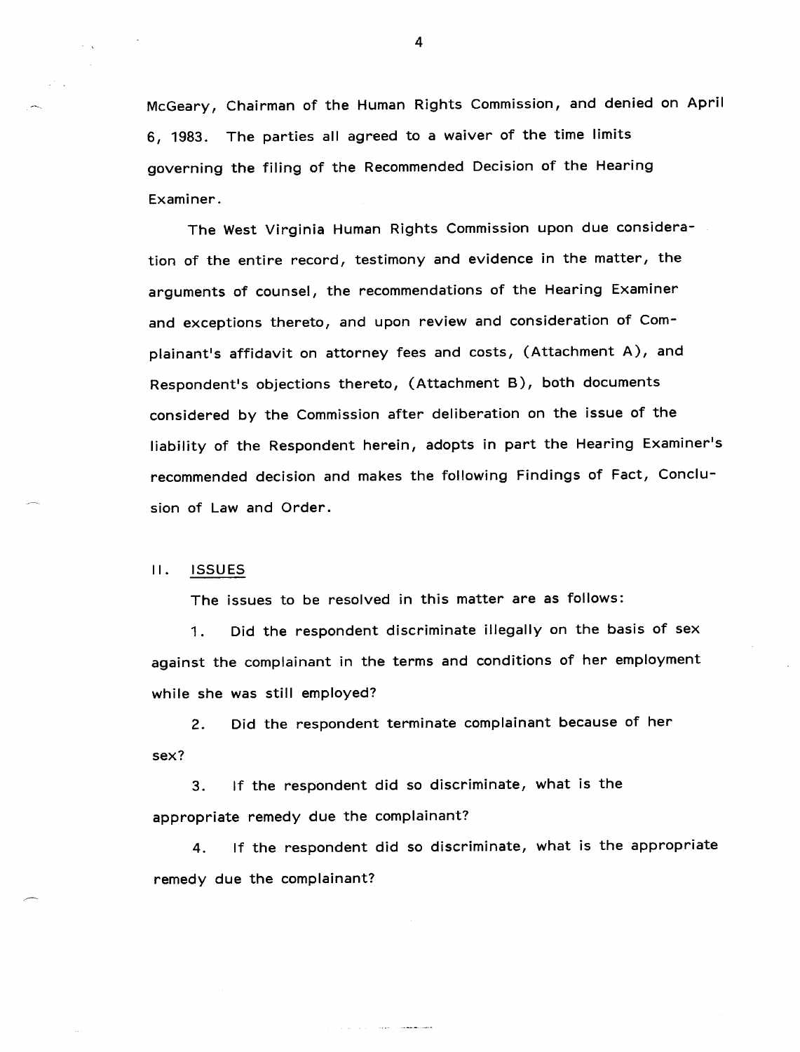McGeary, Chairman of the Human Rights Commission, and denied on April 6, 1983. The parties all agreed to a waiver of the time limits governing the filing of the Recommended Decision of the Hearing Examiner.

The West Virginia Human Rights Commission upon due consideration of the entire record, testimony and evidence in the matter, the arguments of counsel, the recommendations of the Hearing Examiner and exceptions thereto, and upon review and consideration of Complainant's affidavit on attorney fees and costs, (Attachment A), and Respondent's objections thereto, (Attachment B), both documents considered by the Commission after deliberation on the issue of the liability of the Respondent herein, adopts in part the Hearing Examiner's recommended decision and makes the following Findings of Fact, Conclusion of Law and Order.

## II. ISSUES

The issues to be resolved in this matter are as follows:

1. Did the respondent discriminate illegally on the basis of sex against the complainant in the terms and conditions of her employment while she was still employed?

2. Did the respondent terminate complainant because of her sex?

3. If the respondent did so discriminate, what is the appropriate remedy due the complainant?

4. If the respondent did so discriminate, what is the appropriate remedy due the complainant?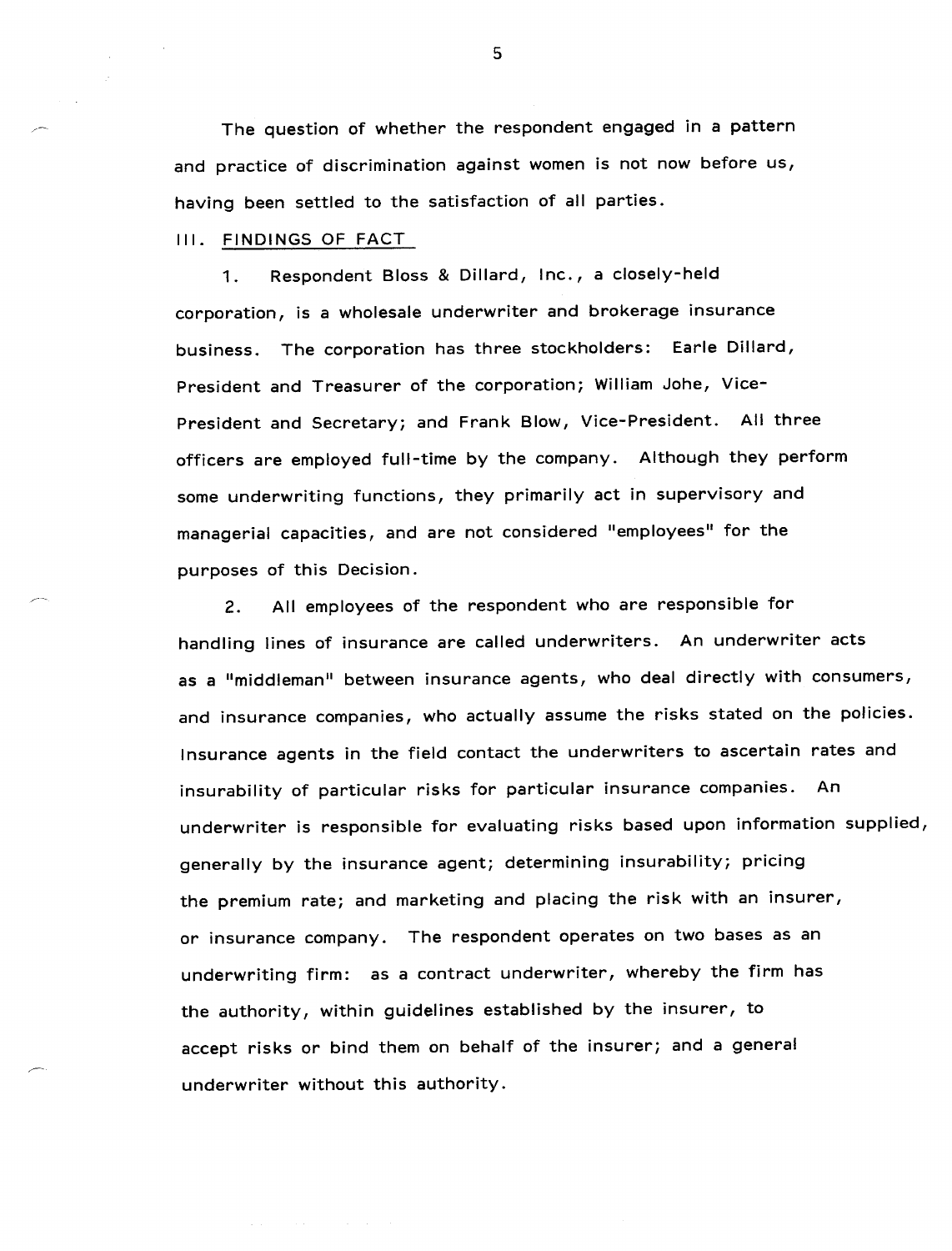The question of whether the respondent engaged in a pattern and practice of discrimination against women is not now before us, having been settled to the satisfaction of all parties.

## III. FINDINGS OF FACT

1. Respondent Bloss & Dillard, Inc., a closely-held corporation, is a wholesale underwriter and brokerage insurance business. The corporation has three stockholders: Earle Dillard, President and Treasurer of the corporation; William Johe, Vice-President and Secretary; and Frank Blow, Vice-President. All three officers are employed full-time by the company. Although they perform some underwriting functions, they primarily act in supervisory and managerial capacities, and are not considered "employees" for the purposes of this Decision.

2. All employees of the respondent who are responsible for handling lines of insurance are called underwriters. An underwriter acts as a "middleman" between insurance agents, who deal directly with consumers, and insurance companies, who actually assume the risks stated on the policies. Insurance agents in the field contact the underwriters to ascertain rates and insurability of particular risks for particular insurance companies. An underwriter is responsible for evaluating risks based upon information supplied, generally by the insurance agent; determining insurability; pricing the premium rate; and marketing and placing the risk with an insurer, or insurance company. The respondent operates on two bases as an underwriting firm: as a contract underwriter, whereby the firm has the authority, within guidelines established by the insurer, to accept risks or bind them on behalf of the insurer; and a general underwriter without this authority.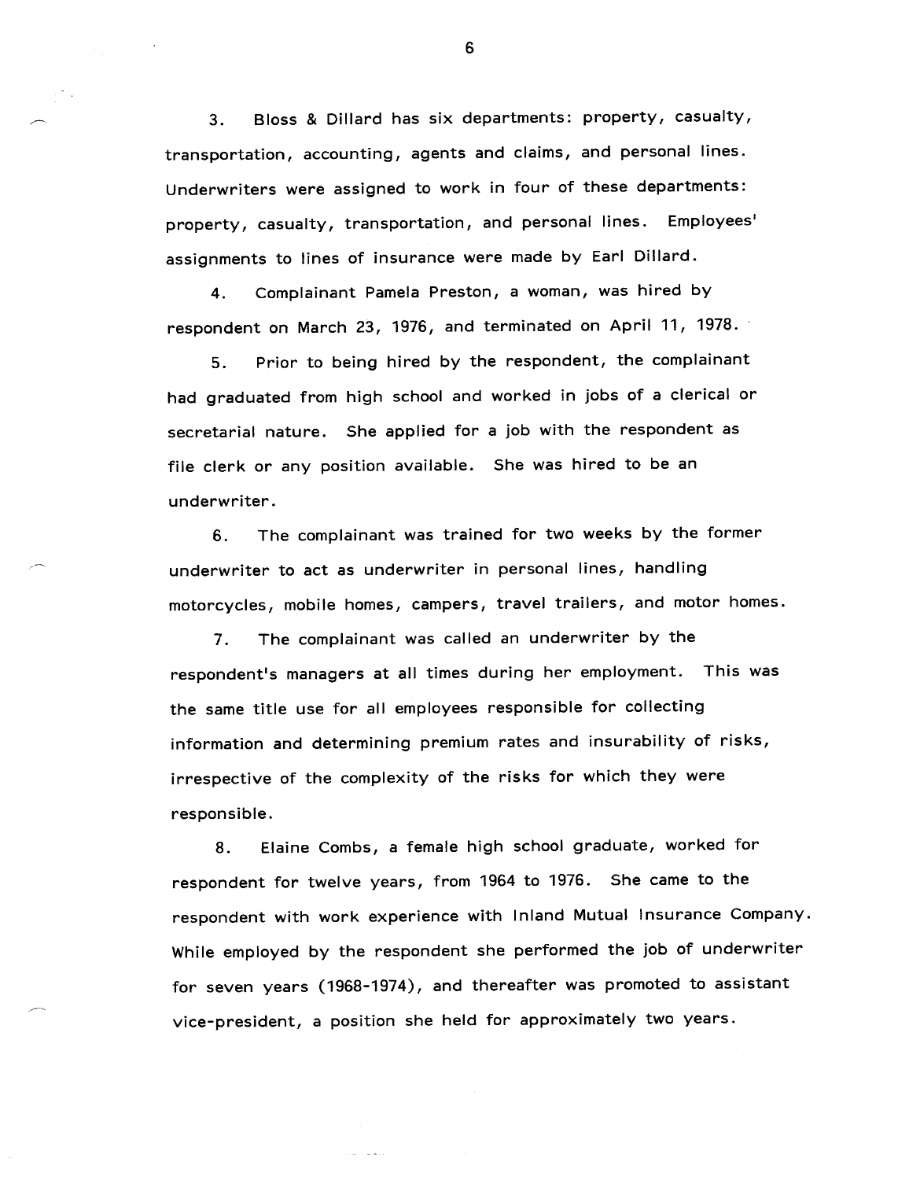3. Bloss & Dillard has six departments: property, casualty, transportation, accounting, agents and claims, and personal lines. Underwriters were assigned to work in four of these departments: property, casualty, transportation, and personal lines. Employees' assignments to lines of insurance were made by Earl Dillard.

4. Complainant Pamela Preston, a woman, was hired by respondent on March 23, 1976, and terminated on April 11, 1978.

5. Prior to being hired by the respondent, the complainant had graduated from high school and worked in jobs of a clerical or secretarial nature. She applied for a job with the respondent as file clerk or any position available. She was hired to be an underwriter.

6. The complainant was trained for two weeks by the former underwriter to act as underwriter in personal lines, handling motorcycles, mobile homes, campers, travel trailers, and motor homes.

7. The complainant was called an underwriter by the respondent's managers at all times during her employment. This was the same title use for all employees responsible for collecting information and determining premium rates and insurability of risks, irrespective of the complexity of the risks for which they were responsible.

8. Elaine Combs, a female high school graduate, worked for respondent for twelve years, from 1964 to 1976. She came to the respondent with work experience with Inland Mutual Insurance Company. While employed by the respondent she performed the job of underwriter for seven years (1968-1974), and thereafter was promoted to assistant vice-president, a position she held for approximately two years.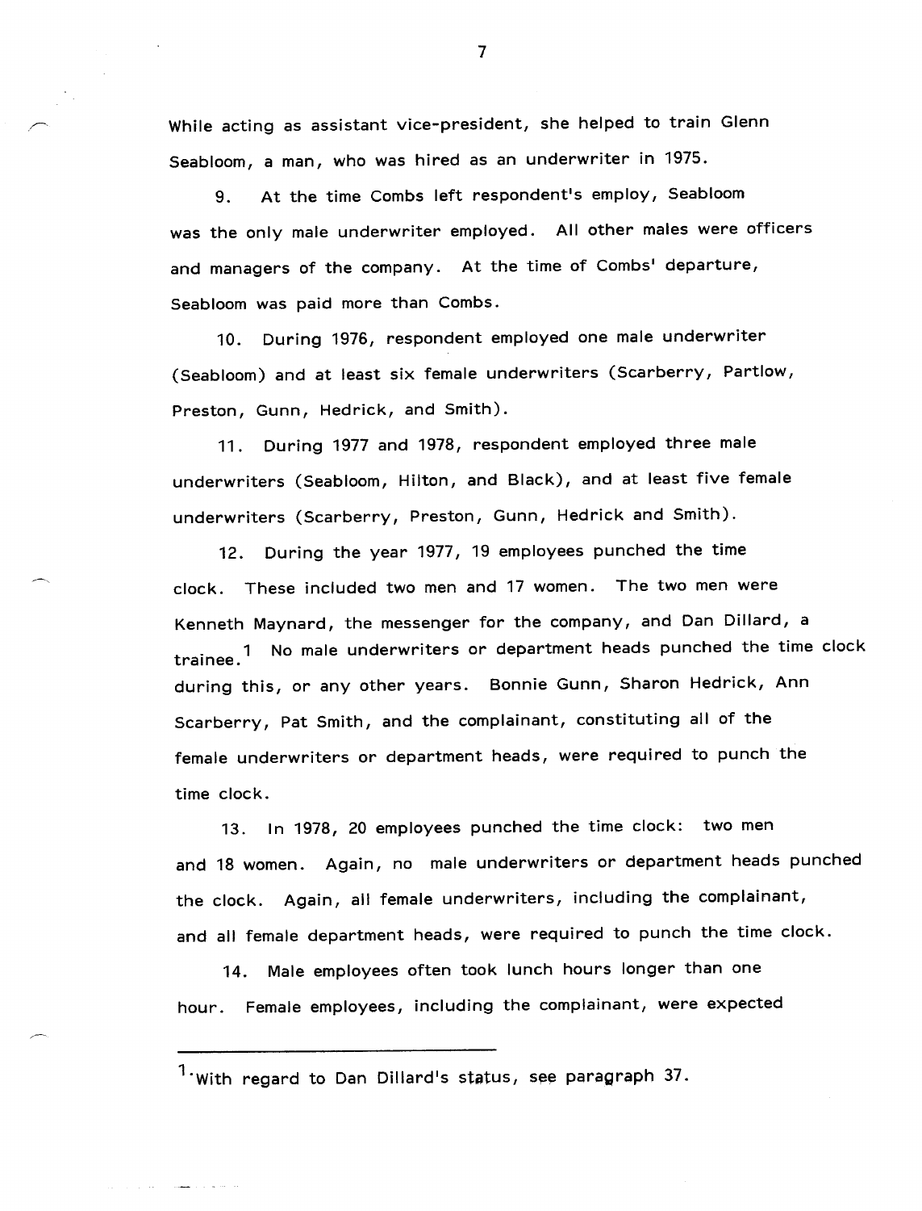While acting as assistant vice-president, she helped to train Glenn Seabloom, a man, who was hired as an underwriter in 1975.

9. At the time Combs left respondent's employ, Seabloom was the only male underwriter employed. All other males were officers and managers of the company. At the time of Combs' departure, Seabloom was paid more than Combs.

10. During 1976, respondent employed one male underwriter (Seabloom) and at least six female underwriters (Scarberry, Partlow, Preston, Gunn, Hedrick, and Smith).

11. During 1977 and 1978, respondent employed three male underwriters (Seabloom, Hilton, and Black), and at least five female underwriters (Scarberry, Preston, Gunn, Hedrick and Smith).

12. During the year 1977, 19 employees punched the time clock. These included two men and 17 women. The two men were Kenneth Maynard, the messenger for the company, and Dan Dillard, a trainee.[1] No male underwriters or department heads punched the time clock during this, or any other years. Bonnie Gunn, Sharon Hedrick, Ann Scarberry, Pat Smith, and the complainant, constituting all of the female underwriters or department heads, were required to punch the time clock.

13. In 1978, 20 employees punched the time clock: two men and 18 women. Again, no male underwriters or department heads punched the clock. Again, all female underwriters, including the complainant, and all female department heads, were required to punch the time clock.

14. Male employees often took lunch hours longer than one hour. Female employees, including the complainant, were expected

---

[1] With regard to Dan Dillard's status, see paragraph 37.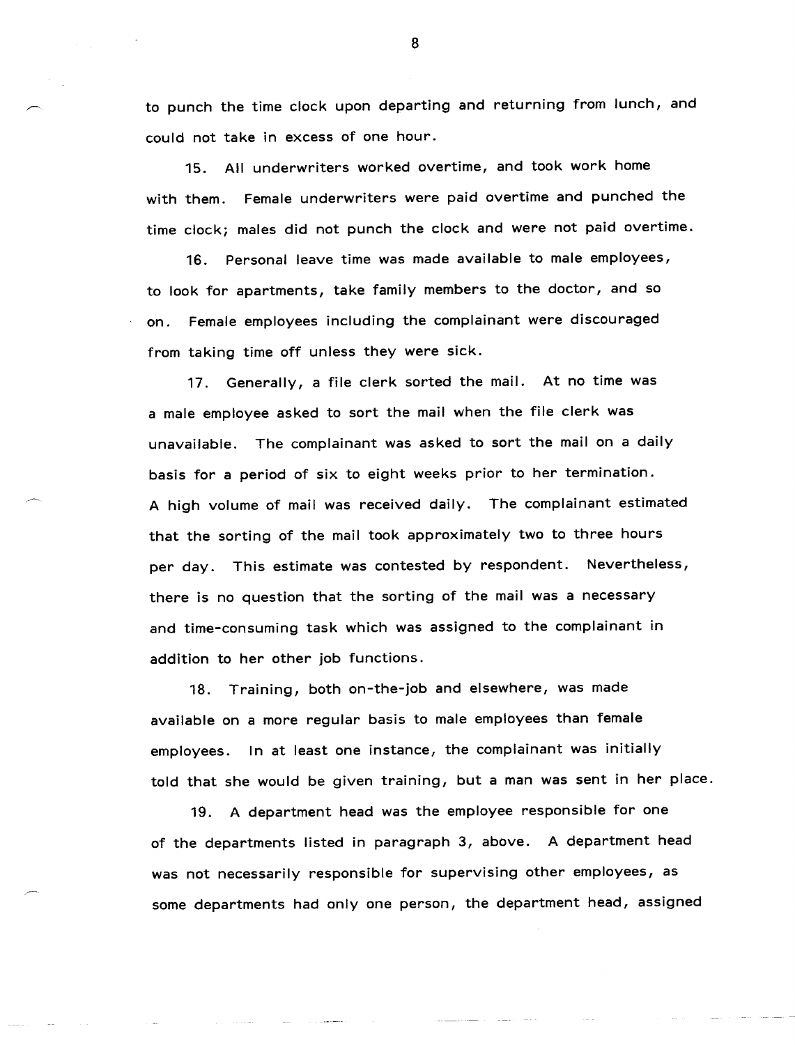to punch the time clock upon departing and returning from lunch, and could not take in excess of one hour.

15. All underwriters worked overtime, and took work home with them. Female underwriters were paid overtime and punched the time clock; males did not punch the clock and were not paid overtime.

16. Personal leave time was made available to male employees, to look for apartments, take family members to the doctor, and so on. Female employees including the complainant were discouraged from taking time off unless they were sick.

17. Generally, a file clerk sorted the mail. At no time was a male employee asked to sort the mail when the file clerk was unavailable. The complainant was asked to sort the mail on a daily basis for a period of six to eight weeks prior to her termination. A high volume of mail was received daily. The complainant estimated that the sorting of the mail took approximately two to three hours per day. This estimate was contested by respondent. Nevertheless, there is no question that the sorting of the mail was a necessary and time-consuming task which was assigned to the complainant in addition to her other job functions.

18. Training, both on-the-job and elsewhere, was made available on a more regular basis to male employees than female employees. In at least one instance, the complainant was initially told that she would be given training, but a man was sent in her place.

19. A department head was the employee responsible for one of the departments listed in paragraph 3, above. A department head was not necessarily responsible for supervising other employees, as some departments had only one person, the department head, assigned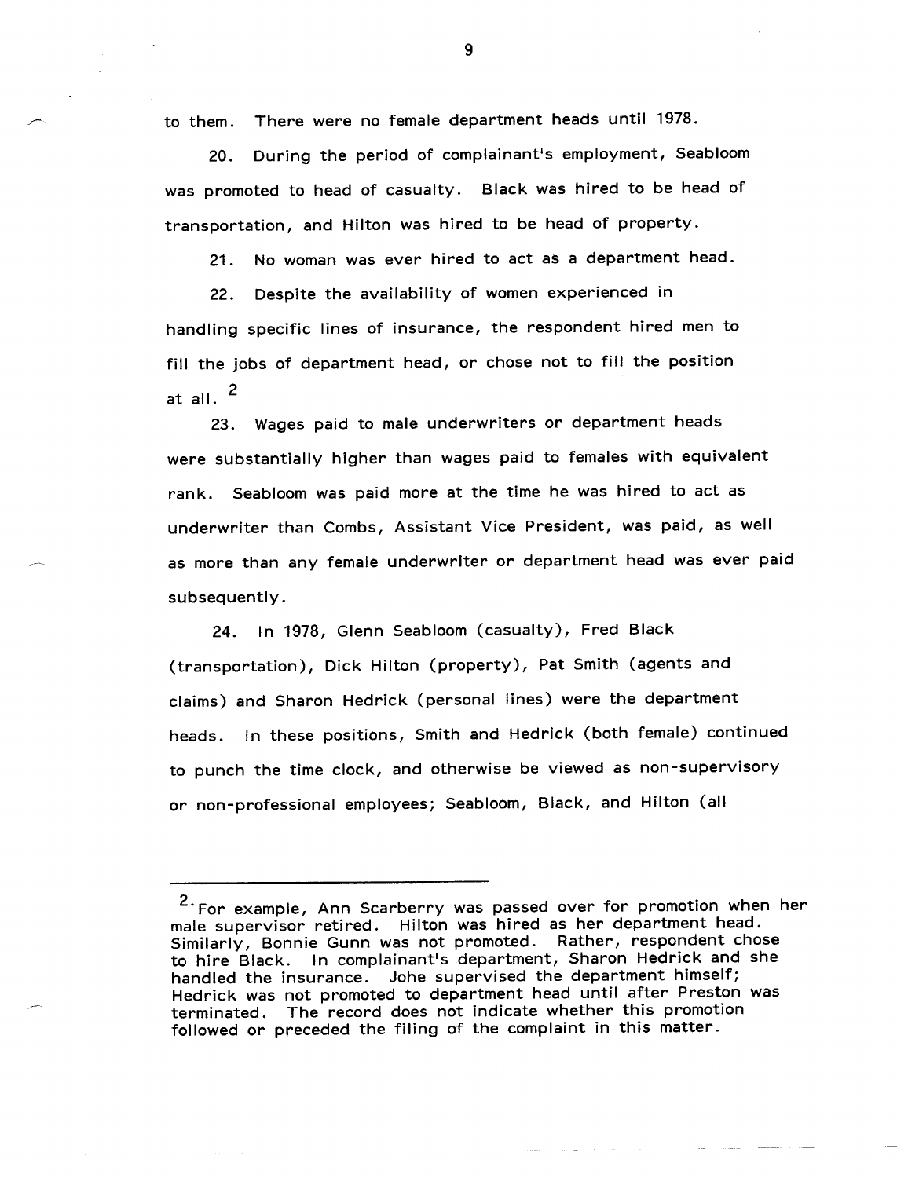to them. There were no female department heads until 1978.

20. During the period of complainant's employment, Seabloom was promoted to head of casualty. Black was hired to be head of transportation, and Hilton was hired to be head of property.

21. No woman was ever hired to act as a department head.

22. Despite the availability of women experienced in handling specific lines of insurance, the respondent hired men to fill the jobs of department head, or chose not to fill the position at all. [2]

23. Wages paid to male underwriters or department heads were substantially higher than wages paid to females with equivalent rank. Seabloom was paid more at the time he was hired to act as underwriter than Combs, Assistant Vice President, was paid, as well as more than any female underwriter or department head was ever paid subsequently.

24. In 1978, Glenn Seabloom (casualty), Fred Black (transportation), Dick Hilton (property), Pat Smith (agents and claims) and Sharon Hedrick (personal lines) were the department heads. In these positions, Smith and Hedrick (both female) continued to punch the time clock, and otherwise be viewed as non-supervisory or non-professional employees; Seabloom, Black, and Hilton (all

---

[2] For example, Ann Scarberry was passed over for promotion when her male supervisor retired. Hilton was hired as her department head. Similarly, Bonnie Gunn was not promoted. Rather, respondent chose to hire Black. In complainant's department, Sharon Hedrick and she handled the insurance. Johe supervised the department himself; Hedrick was not promoted to department head until after Preston was terminated. The record does not indicate whether this promotion followed or preceded the filing of the complaint in this matter.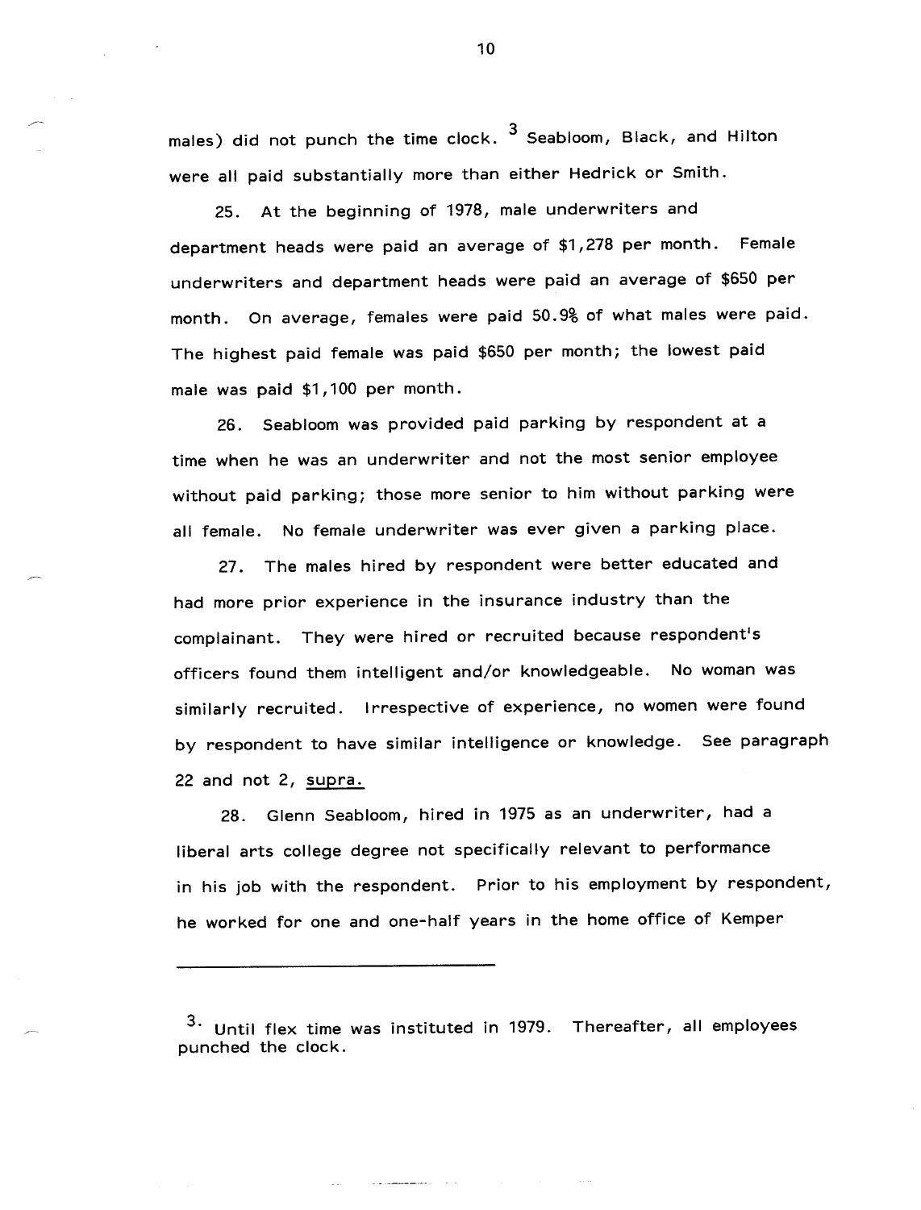males) did not punch the time clock.[3] Seabloom, Black, and Hilton were all paid substantially more than either Hedrick or Smith.

25. At the beginning of 1978, male underwriters and department heads were paid an average of $1,278 per month. Female underwriters and department heads were paid an average of $650 per month. On average, females were paid 50.9% of what males were paid. The highest paid female was paid $650 per month; the lowest paid male was paid $1,100 per month.

26. Seabloom was provided paid parking by respondent at a time when he was an underwriter and not the most senior employee without paid parking; those more senior to him without parking were all female. No female underwriter was ever given a parking place.

27. The males hired by respondent were better educated and had more prior experience in the insurance industry than the complainant. They were hired or recruited because respondent's officers found them intelligent and/or knowledgeable. No woman was similarly recruited. Irrespective of experience, no women were found by respondent to have similar intelligence or knowledge. See paragraph 22 and not 2, <u>supra.</u>

28. Glenn Seabloom, hired in 1975 as an underwriter, had a liberal arts college degree not specifically relevant to performance in his job with the respondent. Prior to his employment by respondent, he worked for one and one-half years in the home office of Kemper

---

[3] Until flex time was instituted in 1979. Thereafter, all employees punched the clock.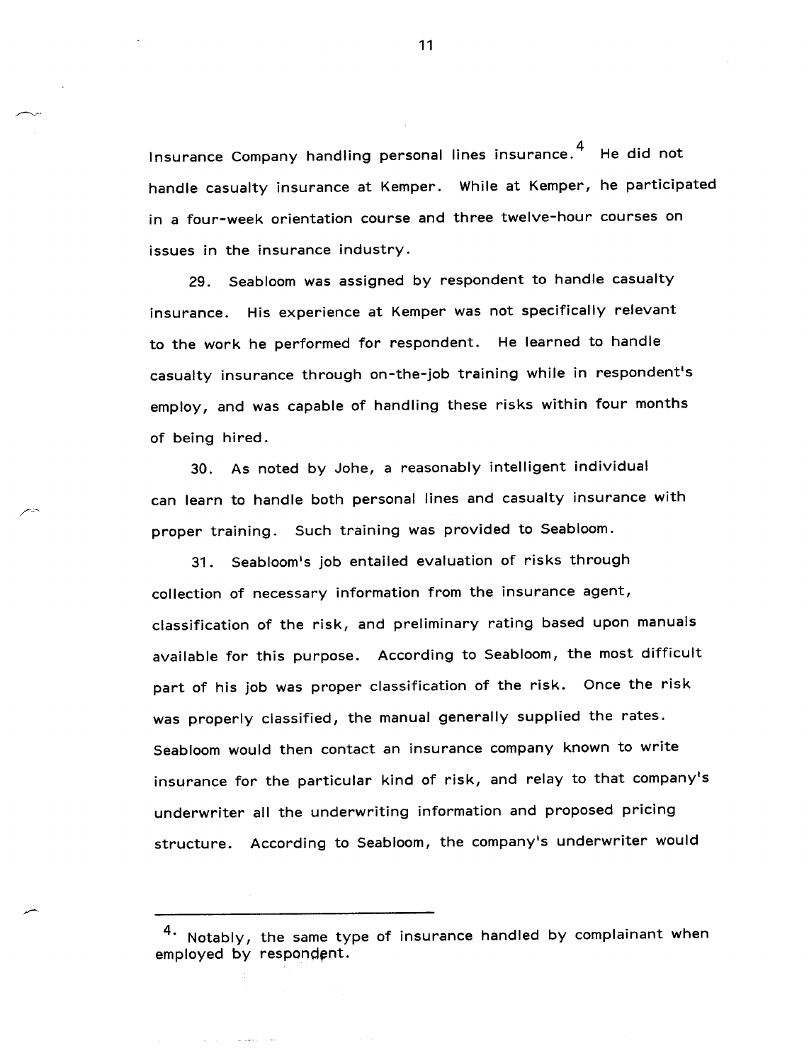Insurance Company handling personal lines insurance.[4] He did not handle casualty insurance at Kemper. While at Kemper, he participated in a four-week orientation course and three twelve-hour courses on issues in the insurance industry.

29. Seabloom was assigned by respondent to handle casualty insurance. His experience at Kemper was not specifically relevant to the work he performed for respondent. He learned to handle casualty insurance through on-the-job training while in respondent's employ, and was capable of handling these risks within four months of being hired.

30. As noted by Johe, a reasonably intelligent individual can learn to handle both personal lines and casualty insurance with proper training. Such training was provided to Seabloom.

31. Seabloom's job entailed evaluation of risks through collection of necessary information from the insurance agent, classification of the risk, and preliminary rating based upon manuals available for this purpose. According to Seabloom, the most difficult part of his job was proper classification of the risk. Once the risk was properly classified, the manual generally supplied the rates. Seabloom would then contact an insurance company known to write insurance for the particular kind of risk, and relay to that company's underwriter all the underwriting information and proposed pricing structure. According to Seabloom, the company's underwriter would

---

[4] Notably, the same type of insurance handled by complainant when employed by respondent.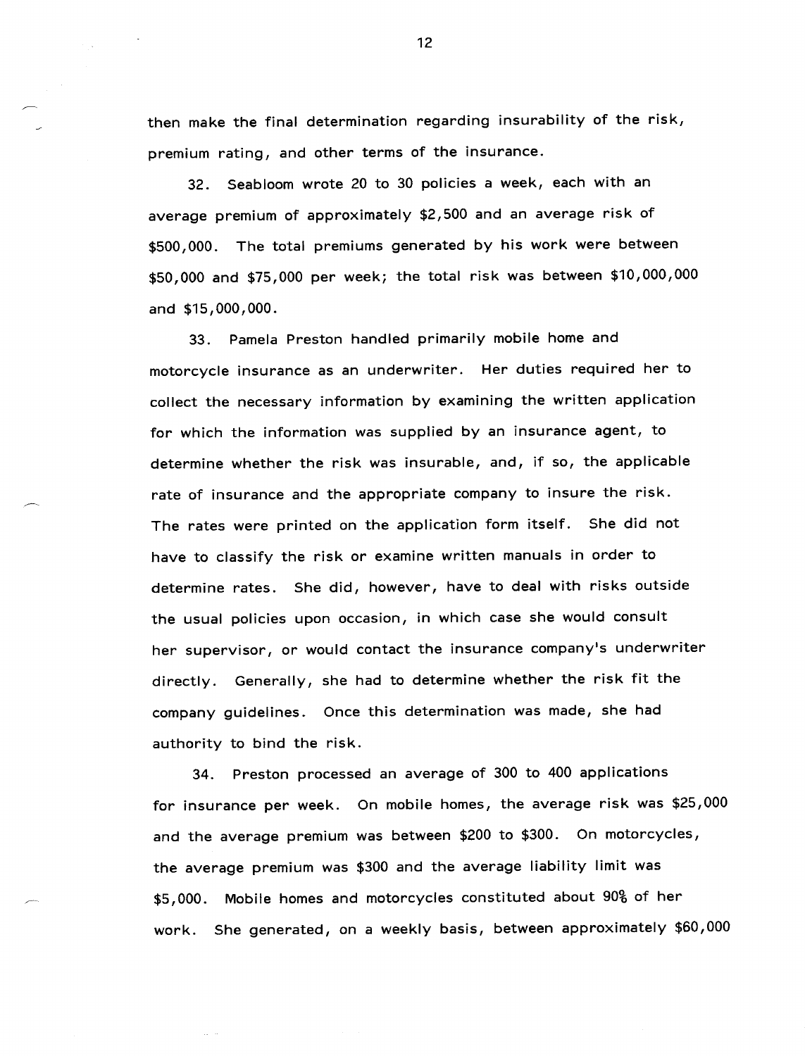then make the final determination regarding insurability of the risk, premium rating, and other terms of the insurance.

32. Seabloom wrote 20 to 30 policies a week, each with an average premium of approximately $2,500 and an average risk of $500,000. The total premiums generated by his work were between $50,000 and $75,000 per week; the total risk was between $10,000,000 and $15,000,000.

33. Pamela Preston handled primarily mobile home and motorcycle insurance as an underwriter. Her duties required her to collect the necessary information by examining the written application for which the information was supplied by an insurance agent, to determine whether the risk was insurable, and, if so, the applicable rate of insurance and the appropriate company to insure the risk. The rates were printed on the application form itself. She did not have to classify the risk or examine written manuals in order to determine rates. She did, however, have to deal with risks outside the usual policies upon occasion, in which case she would consult her supervisor, or would contact the insurance company's underwriter directly. Generally, she had to determine whether the risk fit the company guidelines. Once this determination was made, she had authority to bind the risk.

34. Preston processed an average of 300 to 400 applications for insurance per week. On mobile homes, the average risk was $25,000 and the average premium was between $200 to $300. On motorcycles, the average premium was $300 and the average liability limit was $5,000. Mobile homes and motorcycles constituted about 90% of her work. She generated, on a weekly basis, between approximately $60,000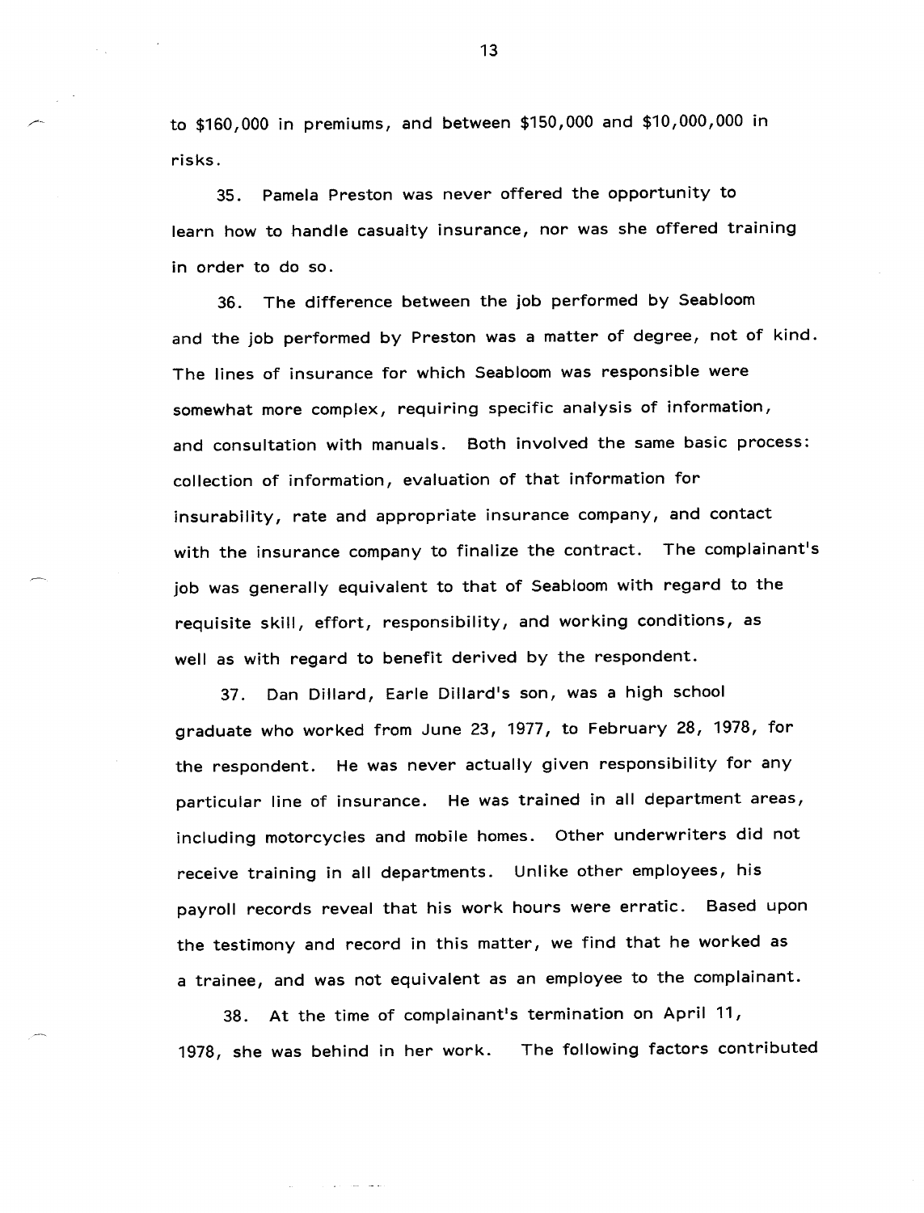to $160,000 in premiums, and between $150,000 and $10,000,000 in risks.

35. Pamela Preston was never offered the opportunity to learn how to handle casualty insurance, nor was she offered training in order to do so.

36. The difference between the job performed by Seabloom and the job performed by Preston was a matter of degree, not of kind. The lines of insurance for which Seabloom was responsible were somewhat more complex, requiring specific analysis of information, and consultation with manuals. Both involved the same basic process: collection of information, evaluation of that information for insurability, rate and appropriate insurance company, and contact with the insurance company to finalize the contract. The complainant's job was generally equivalent to that of Seabloom with regard to the requisite skill, effort, responsibility, and working conditions, as well as with regard to benefit derived by the respondent.

37. Dan Dillard, Earle Dillard's son, was a high school graduate who worked from June 23, 1977, to February 28, 1978, for the respondent. He was never actually given responsibility for any particular line of insurance. He was trained in all department areas, including motorcycles and mobile homes. Other underwriters did not receive training in all departments. Unlike other employees, his payroll records reveal that his work hours were erratic. Based upon the testimony and record in this matter, we find that he worked as a trainee, and was not equivalent as an employee to the complainant.

38. At the time of complainant's termination on April 11, 1978, she was behind in her work. The following factors contributed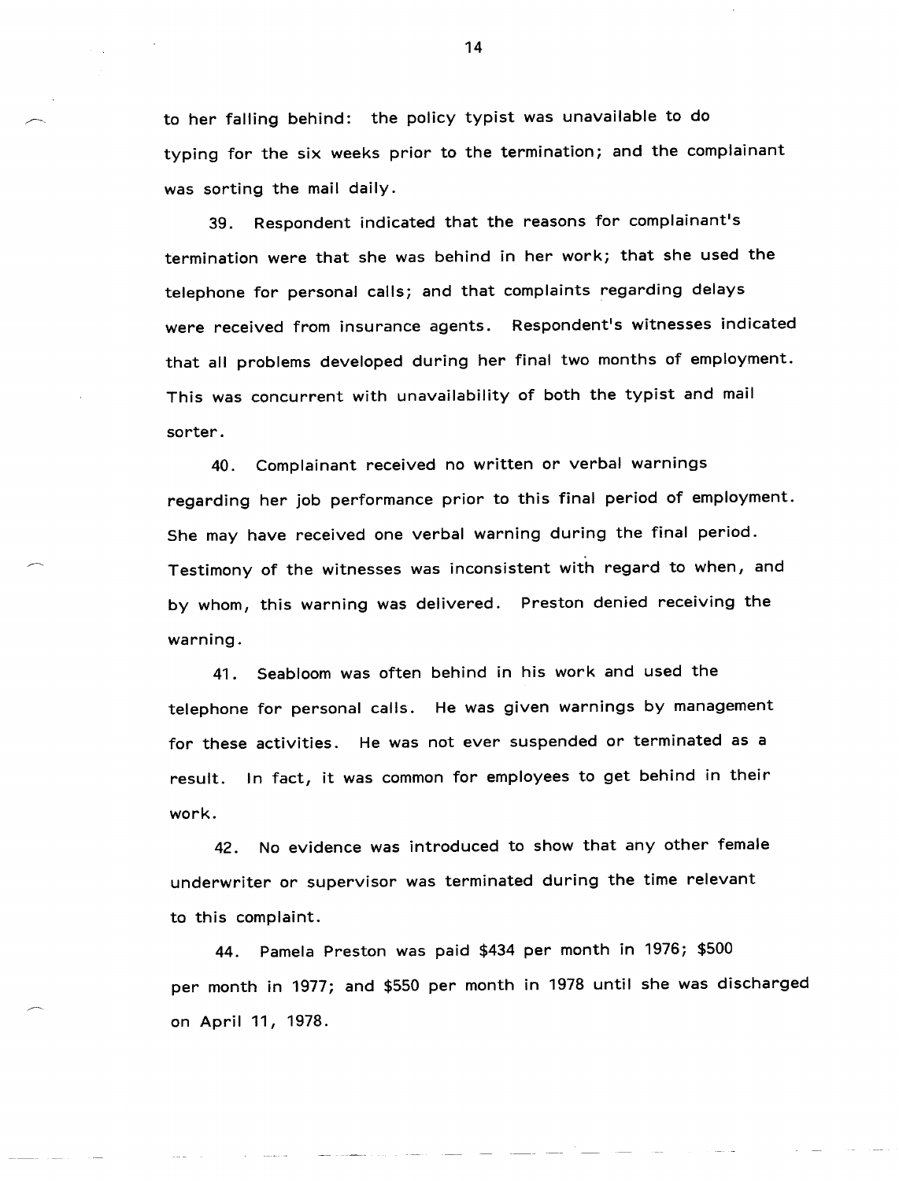to her falling behind: the policy typist was unavailable to do typing for the six weeks prior to the termination; and the complainant was sorting the mail daily.

39. Respondent indicated that the reasons for complainant's termination were that she was behind in her work; that she used the telephone for personal calls; and that complaints regarding delays were received from insurance agents. Respondent's witnesses indicated that all problems developed during her final two months of employment. This was concurrent with unavailability of both the typist and mail sorter.

40. Complainant received no written or verbal warnings regarding her job performance prior to this final period of employment. She may have received one verbal warning during the final period. Testimony of the witnesses was inconsistent with regard to when, and by whom, this warning was delivered. Preston denied receiving the warning.

41. Seabloom was often behind in his work and used the telephone for personal calls. He was given warnings by management for these activities. He was not ever suspended or terminated as a result. In fact, it was common for employees to get behind in their work.

42. No evidence was introduced to show that any other female underwriter or supervisor was terminated during the time relevant to this complaint.

44. Pamela Preston was paid $434 per month in 1976; $500 per month in 1977; and $550 per month in 1978 until she was discharged on April 11, 1978.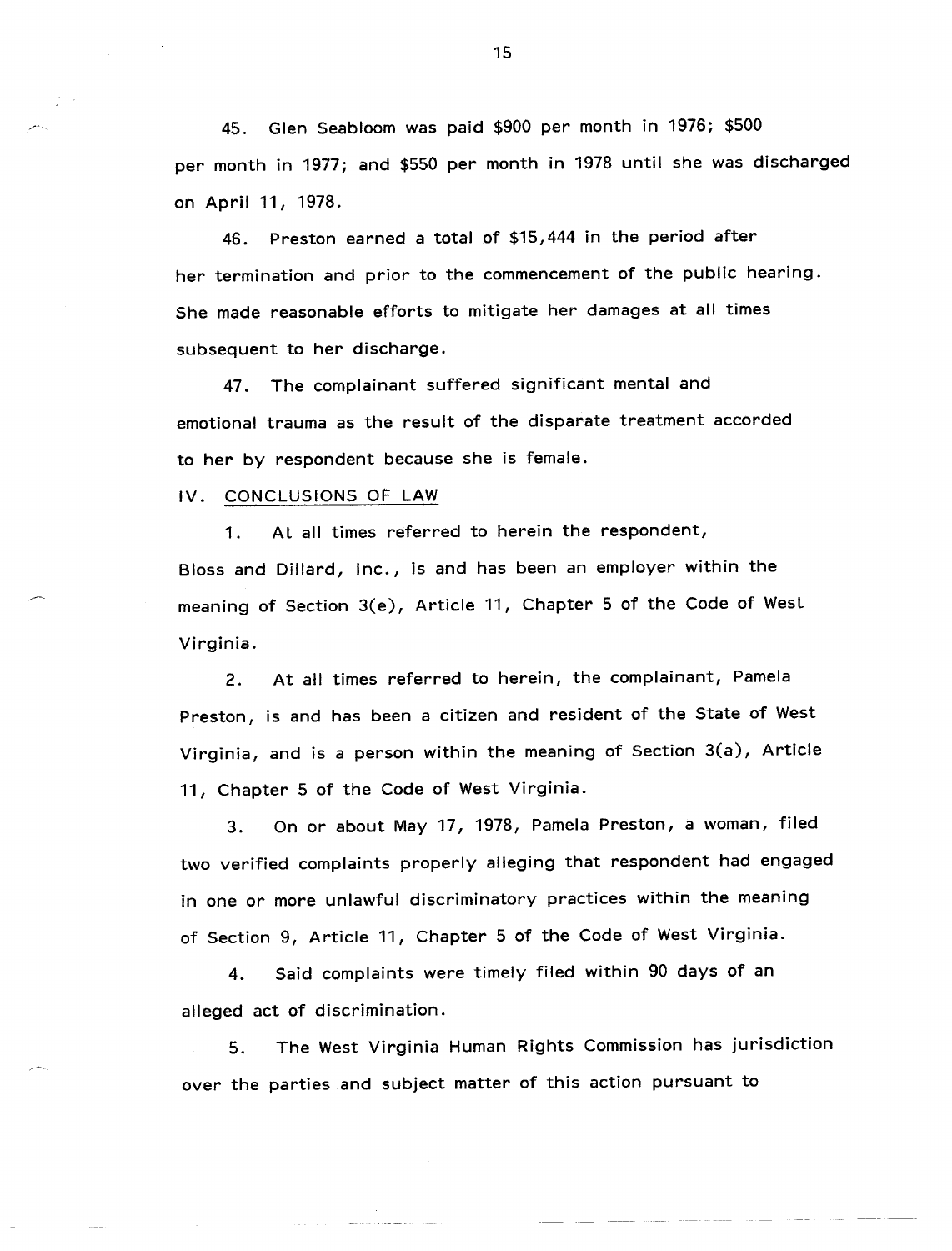45. Glen Seabloom was paid $900 per month in 1976; $500 per month in 1977; and $550 per month in 1978 until she was discharged on April 11, 1978.

46. Preston earned a total of $15,444 in the period after her termination and prior to the commencement of the public hearing. She made reasonable efforts to mitigate her damages at all times subsequent to her discharge.

47. The complainant suffered significant mental and emotional trauma as the result of the disparate treatment accorded to her by respondent because she is female.

## IV. CONCLUSIONS OF LAW

1. At all times referred to herein the respondent, Bloss and Dillard, Inc., is and has been an employer within the meaning of Section 3(e), Article 11, Chapter 5 of the Code of West Virginia.

2. At all times referred to herein, the complainant, Pamela Preston, is and has been a citizen and resident of the State of West Virginia, and is a person within the meaning of Section 3(a), Article 11, Chapter 5 of the Code of West Virginia.

3. On or about May 17, 1978, Pamela Preston, a woman, filed two verified complaints properly alleging that respondent had engaged in one or more unlawful discriminatory practices within the meaning of Section 9, Article 11, Chapter 5 of the Code of West Virginia.

4. Said complaints were timely filed within 90 days of an alleged act of discrimination.

5. The West Virginia Human Rights Commission has jurisdiction over the parties and subject matter of this action pursuant to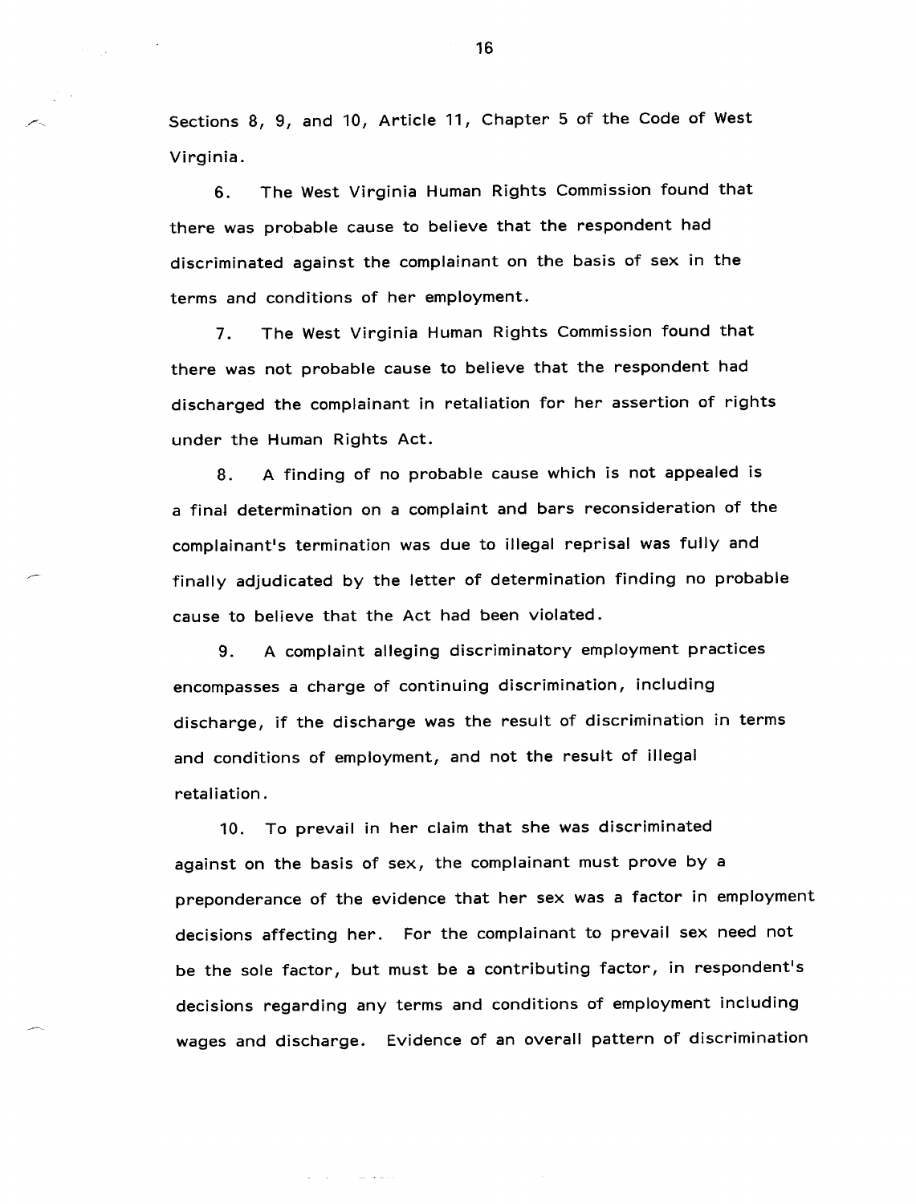Sections 8, 9, and 10, Article 11, Chapter 5 of the Code of West Virginia.

6. The West Virginia Human Rights Commission found that there was probable cause to believe that the respondent had discriminated against the complainant on the basis of sex in the terms and conditions of her employment.

7. The West Virginia Human Rights Commission found that there was not probable cause to believe that the respondent had discharged the complainant in retaliation for her assertion of rights under the Human Rights Act.

8. A finding of no probable cause which is not appealed is a final determination on a complaint and bars reconsideration of the complainant's termination was due to illegal reprisal was fully and finally adjudicated by the letter of determination finding no probable cause to believe that the Act had been violated.

9. A complaint alleging discriminatory employment practices encompasses a charge of continuing discrimination, including discharge, if the discharge was the result of discrimination in terms and conditions of employment, and not the result of illegal retaliation.

10. To prevail in her claim that she was discriminated against on the basis of sex, the complainant must prove by a preponderance of the evidence that her sex was a factor in employment decisions affecting her. For the complainant to prevail sex need not be the sole factor, but must be a contributing factor, in respondent's decisions regarding any terms and conditions of employment including wages and discharge. Evidence of an overall pattern of discrimination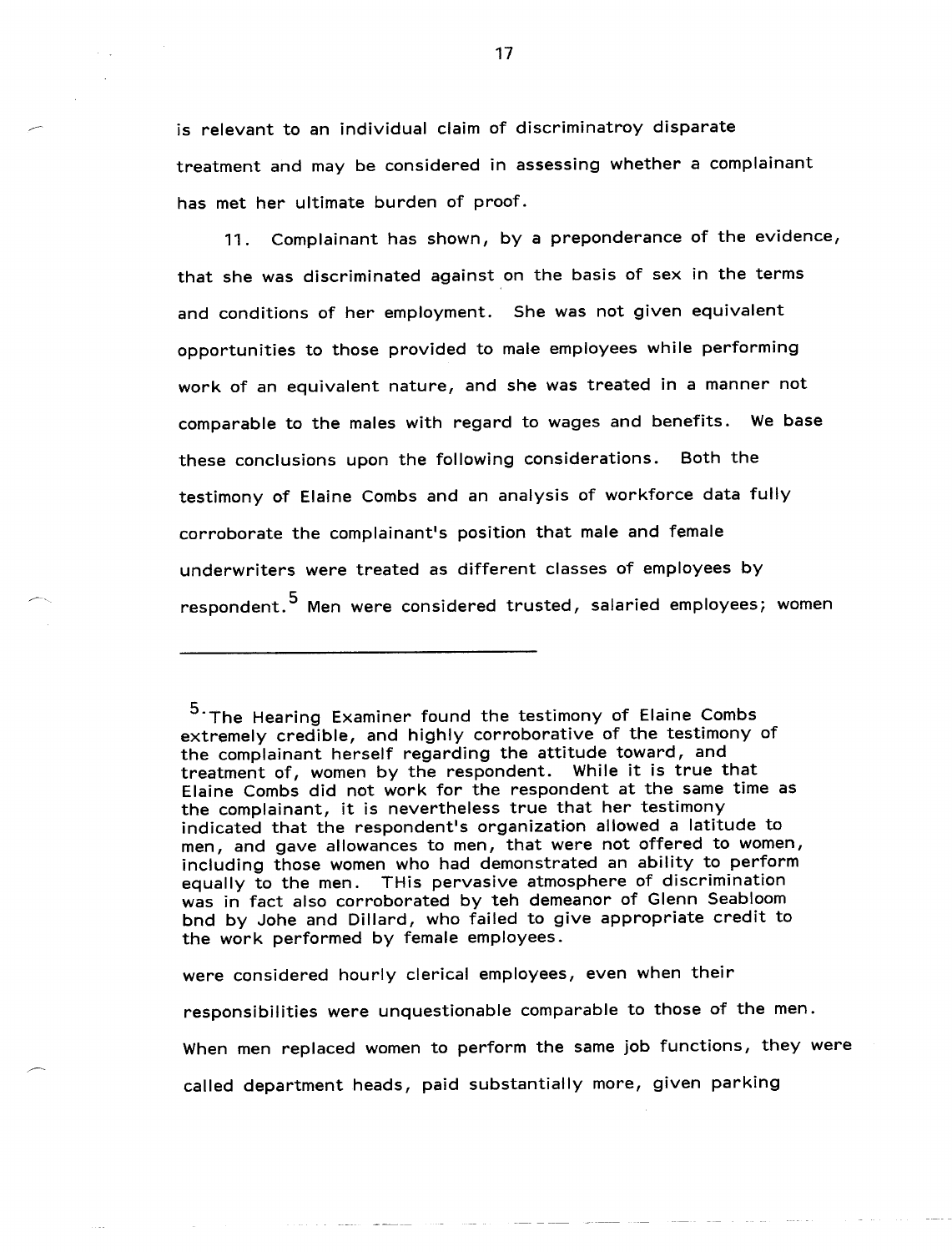is relevant to an individual claim of discriminatroy disparate treatment and may be considered in assessing whether a complainant has met her ultimate burden of proof.

11. Complainant has shown, by a preponderance of the evidence, that she was discriminated against on the basis of sex in the terms and conditions of her employment. She was not given equivalent opportunities to those provided to male employees while performing work of an equivalent nature, and she was treated in a manner not comparable to the males with regard to wages and benefits. We base these conclusions upon the following considerations. Both the testimony of Elaine Combs and an analysis of workforce data fully corroborate the complainant's position that male and female underwriters were treated as different classes of employees by respondent.[5] Men were considered trusted, salaried employees; women were considered hourly clerical employees, even when their responsibilities were unquestionable comparable to those of the men. When men replaced women to perform the same job functions, they were called department heads, paid substantially more, given parking

---

[5] The Hearing Examiner found the testimony of Elaine Combs extremely credible, and highly corroborative of the testimony of the complainant herself regarding the attitude toward, and treatment of, women by the respondent. While it is true that Elaine Combs did not work for the respondent at the same time as the complainant, it is nevertheless true that her testimony indicated that the respondent's organization allowed a latitude to men, and gave allowances to men, that were not offered to women, including those women who had demonstrated an ability to perform equally to the men. THis pervasive atmosphere of discrimination was in fact also corroborated by teh demeanor of Glenn Seabloom bnd by Johe and Dillard, who failed to give appropriate credit to the work performed by female employees.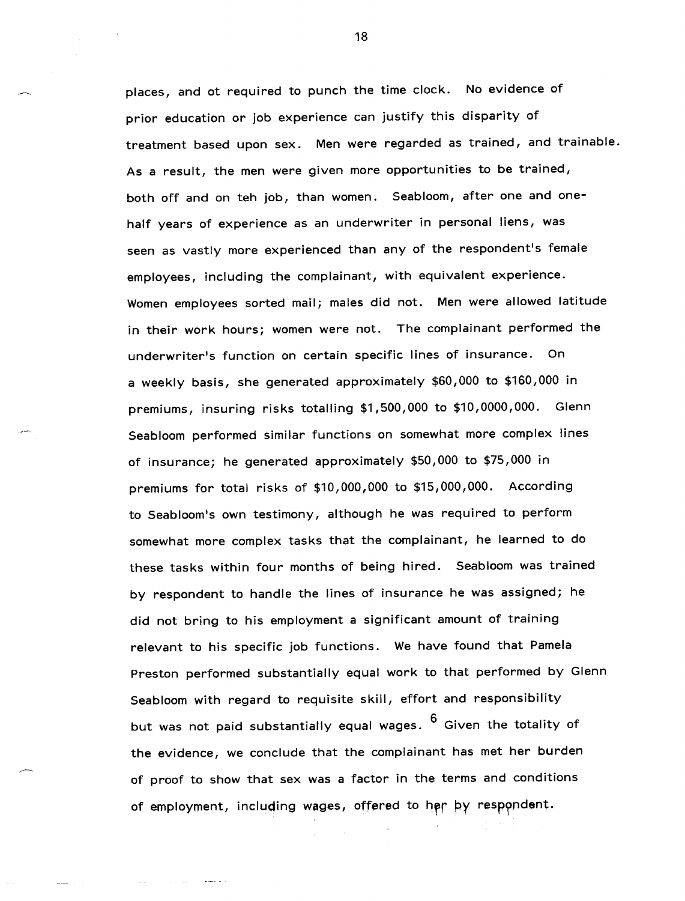places, and ot required to punch the time clock. No evidence of prior education or job experience can justify this disparity of treatment based upon sex. Men were regarded as trained, and trainable. As a result, the men were given more opportunities to be trained, both off and on teh job, than women. Seabloom, after one and one-half years of experience as an underwriter in personal liens, was seen as vastly more experienced than any of the respondent's female employees, including the complainant, with equivalent experience. Women employees sorted mail; males did not. Men were allowed latitude in their work hours; women were not. The complainant performed the underwriter's function on certain specific lines of insurance. On a weekly basis, she generated approximately $60,000 to $160,000 in premiums, insuring risks totalling $1,500,000 to $10,0000,000. Glenn Seabloom performed similar functions on somewhat more complex lines of insurance; he generated approximately $50,000 to $75,000 in premiums for total risks of $10,000,000 to $15,000,000. According to Seabloom's own testimony, although he was required to perform somewhat more complex tasks that the complainant, he learned to do these tasks within four months of being hired. Seabloom was trained by respondent to handle the lines of insurance he was assigned; he did not bring to his employment a significant amount of training relevant to his specific job functions. We have found that Pamela Preston performed substantially equal work to that performed by Glenn Seabloom with regard to requisite skill, effort and responsibility but was not paid substantially equal wages. [6] Given the totality of the evidence, we conclude that the complainant has met her burden of proof to show that sex was a factor in the terms and conditions of employment, including wages, offered to her by respondent.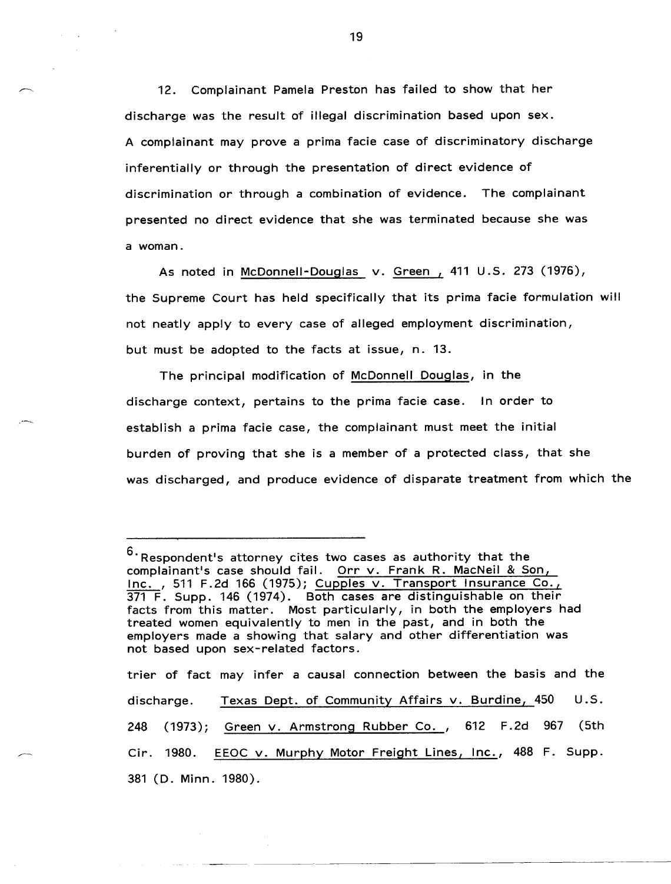12. Complainant Pamela Preston has failed to show that her discharge was the result of illegal discrimination based upon sex. A complainant may prove a prima facie case of discriminatory discharge inferentially or through the presentation of direct evidence of discrimination or through a combination of evidence. The complainant presented no direct evidence that she was terminated because she was a woman.

As noted in McDonnell-Douglas v. Green , 411 U.S. 273 (1976), the Supreme Court has held specifically that its prima facie formulation will not neatly apply to every case of alleged employment discrimination, but must be adopted to the facts at issue, n. 13.

The principal modification of McDonnell Douglas, in the discharge context, pertains to the prima facie case. In order to establish a prima facie case, the complainant must meet the initial burden of proving that she is a member of a protected class, that she was discharged, and produce evidence of disparate treatment from which the trier of fact may infer a causal connection between the basis and the discharge. Texas Dept. of Community Affairs v. Burdine, 450 U.S. 248 (1973); Green v. Armstrong Rubber Co. , 612 F.2d 967 (5th Cir. 1980. EEOC v. Murphy Motor Freight Lines, Inc., 488 F. Supp. 381 (D. Minn. 1980).

---

[6] Respondent's attorney cites two cases as authority that the complainant's case should fail. Orr v. Frank R. MacNeil & Son, Inc. , 511 F.2d 166 (1975); Cupples v. Transport Insurance Co., 371 F. Supp. 146 (1974). Both cases are distinguishable on their facts from this matter. Most particularly, in both the employers had treated women equivalently to men in the past, and in both the employers made a showing that salary and other differentiation was not based upon sex-related factors.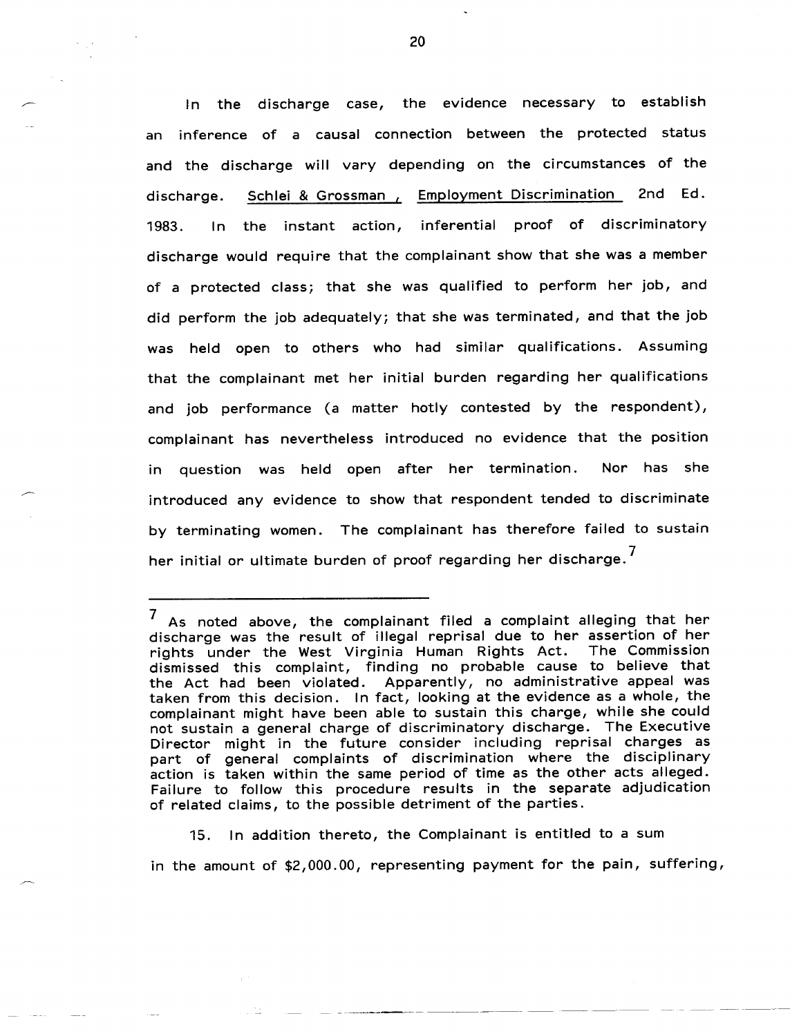In the discharge case, the evidence necessary to establish an inference of a causal connection between the protected status and the discharge will vary depending on the circumstances of the discharge. Schlei & Grossman, Employment Discrimination 2nd Ed. 1983. In the instant action, inferential proof of discriminatory discharge would require that the complainant show that she was a member of a protected class; that she was qualified to perform her job, and did perform the job adequately; that she was terminated, and that the job was held open to others who had similar qualifications. Assuming that the complainant met her initial burden regarding her qualifications and job performance (a matter hotly contested by the respondent), complainant has nevertheless introduced no evidence that the position in question was held open after her termination. Nor has she introduced any evidence to show that respondent tended to discriminate by terminating women. The complainant has therefore failed to sustain her initial or ultimate burden of proof regarding her discharge.[7]

---

[7] As noted above, the complainant filed a complaint alleging that her discharge was the result of illegal reprisal due to her assertion of her rights under the West Virginia Human Rights Act. The Commission dismissed this complaint, finding no probable cause to believe that the Act had been violated. Apparently, no administrative appeal was taken from this decision. In fact, looking at the evidence as a whole, the complainant might have been able to sustain this charge, while she could not sustain a general charge of discriminatory discharge. The Executive Director might in the future consider including reprisal charges as part of general complaints of discrimination where the disciplinary action is taken within the same period of time as the other acts alleged. Failure to follow this procedure results in the separate adjudication of related claims, to the possible detriment of the parties.

15. In addition thereto, the Complainant is entitled to a sum in the amount of $2,000.00, representing payment for the pain, suffering,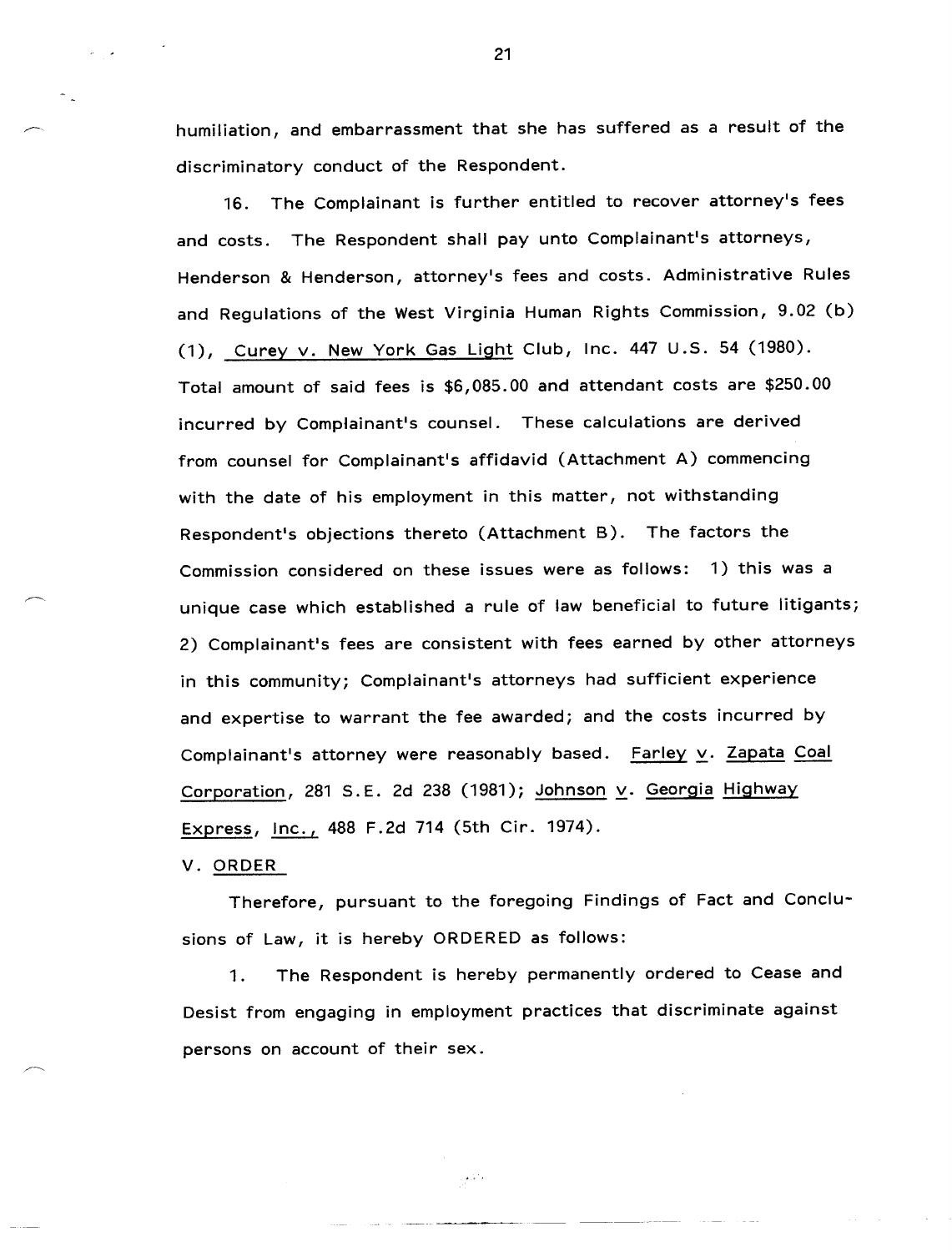humiliation, and embarrassment that she has suffered as a result of the discriminatory conduct of the Respondent.

16. The Complainant is further entitled to recover attorney's fees and costs. The Respondent shall pay unto Complainant's attorneys, Henderson & Henderson, attorney's fees and costs. Administrative Rules and Regulations of the West Virginia Human Rights Commission, 9.02 (b) (1), Curey v. New York Gas Light Club, Inc. 447 U.S. 54 (1980). Total amount of said fees is $6,085.00 and attendant costs are $250.00 incurred by Complainant's counsel. These calculations are derived from counsel for Complainant's affidavit (Attachment A) commencing with the date of his employment in this matter, not withstanding Respondent's objections thereto (Attachment B). The factors the Commission considered on these issues were as follows: 1) this was a unique case which established a rule of law beneficial to future litigants; 2) Complainant's fees are consistent with fees earned by other attorneys in this community; Complainant's attorneys had sufficient experience and expertise to warrant the fee awarded; and the costs incurred by Complainant's attorney were reasonably based. Farley v. Zapata Coal Corporation, 281 S.E. 2d 238 (1981); Johnson v. Georgia Highway Express, Inc., 488 F.2d 714 (5th Cir. 1974).

V. ORDER

Therefore, pursuant to the foregoing Findings of Fact and Conclusions of Law, it is hereby ORDERED as follows:

1. The Respondent is hereby permanently ordered to Cease and Desist from engaging in employment practices that discriminate against persons on account of their sex.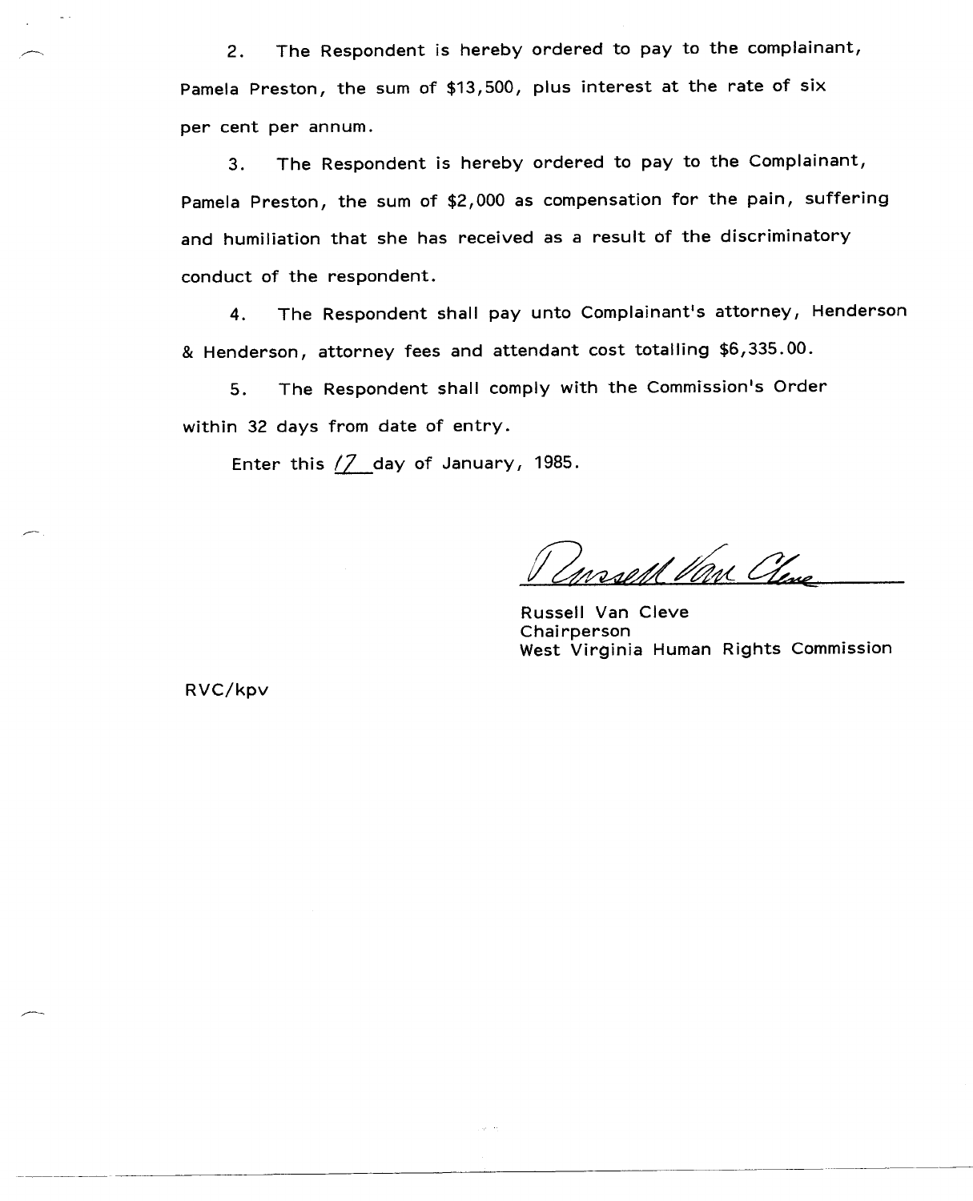2. The Respondent is hereby ordered to pay to the complainant, Pamela Preston, the sum of $13,500, plus interest at the rate of six per cent per annum.

3. The Respondent is hereby ordered to pay to the Complainant, Pamela Preston, the sum of $2,000 as compensation for the pain, suffering and humiliation that she has received as a result of the discriminatory conduct of the respondent.

4. The Respondent shall pay unto Complainant's attorney, Henderson & Henderson, attorney fees and attendant cost totalling $6,335.00.

5. The Respondent shall comply with the Commission's Order within 32 days from date of entry.

Enter this 17 day of January, 1985.

Russell Van Cleve
Chairperson
West Virginia Human Rights Commission

RVC/kpv